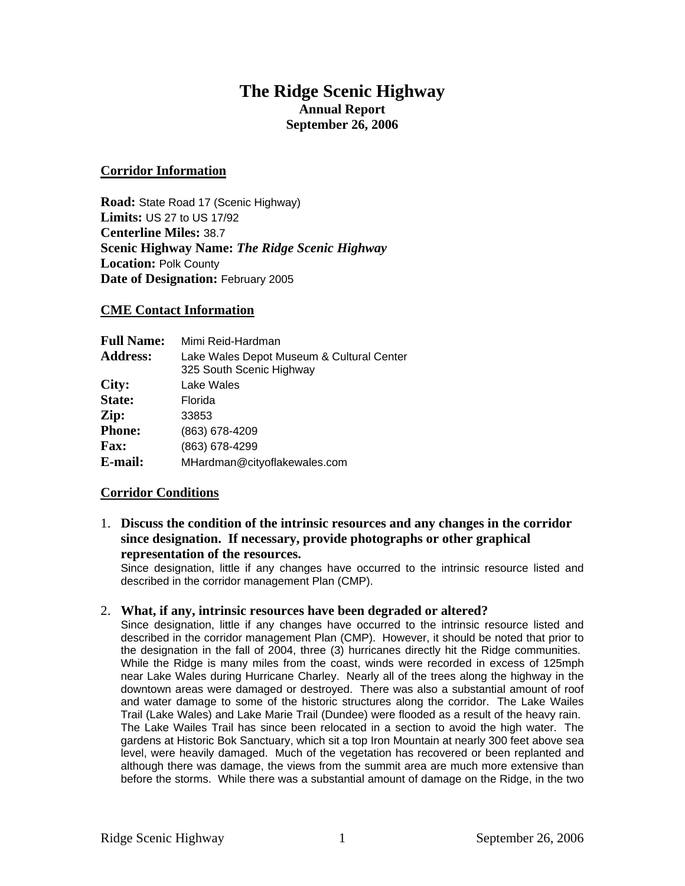# The Ridge Scenic Highway

**Annual Report**
**September 26, 2006**

## Corridor Information

**Road:** State Road 17 (Scenic Highway)
**Limits:** US 27 to US 17/92
**Centerline Miles:** 38.7
**Scenic Highway Name:** ***The Ridge Scenic Highway***
**Location:** Polk County
**Date of Designation:** February 2005

## CME Contact Information

| | |
|---|---|
| **Full Name:** | Mimi Reid-Hardman |
| **Address:** | Lake Wales Depot Museum & Cultural Center<br>325 South Scenic Highway |
| **City:** | Lake Wales |
| **State:** | Florida |
| **Zip:** | 33853 |
| **Phone:** | (863) 678-4209 |
| **Fax:** | (863) 678-4299 |
| **E-mail:** | MHardman@cityoflakewales.com |

## Corridor Conditions

1. **Discuss the condition of the intrinsic resources and any changes in the corridor since designation. If necessary, provide photographs or other graphical representation of the resources.**
   Since designation, little if any changes have occurred to the intrinsic resource listed and described in the corridor management Plan (CMP).

2. **What, if any, intrinsic resources have been degraded or altered?**
   Since designation, little if any changes have occurred to the intrinsic resource listed and described in the corridor management Plan (CMP). However, it should be noted that prior to the designation in the fall of 2004, three (3) hurricanes directly hit the Ridge communities. While the Ridge is many miles from the coast, winds were recorded in excess of 125mph near Lake Wales during Hurricane Charley. Nearly all of the trees along the highway in the downtown areas were damaged or destroyed. There was also a substantial amount of roof and water damage to some of the historic structures along the corridor. The Lake Wailes Trail (Lake Wales) and Lake Marie Trail (Dundee) were flooded as a result of the heavy rain. The Lake Wailes Trail has since been relocated in a section to avoid the high water. The gardens at Historic Bok Sanctuary, which sit a top Iron Mountain at nearly 300 feet above sea level, were heavily damaged. Much of the vegetation has recovered or been replanted and although there was damage, the views from the summit area are much more extensive than before the storms. While there was a substantial amount of damage on the Ridge, in the two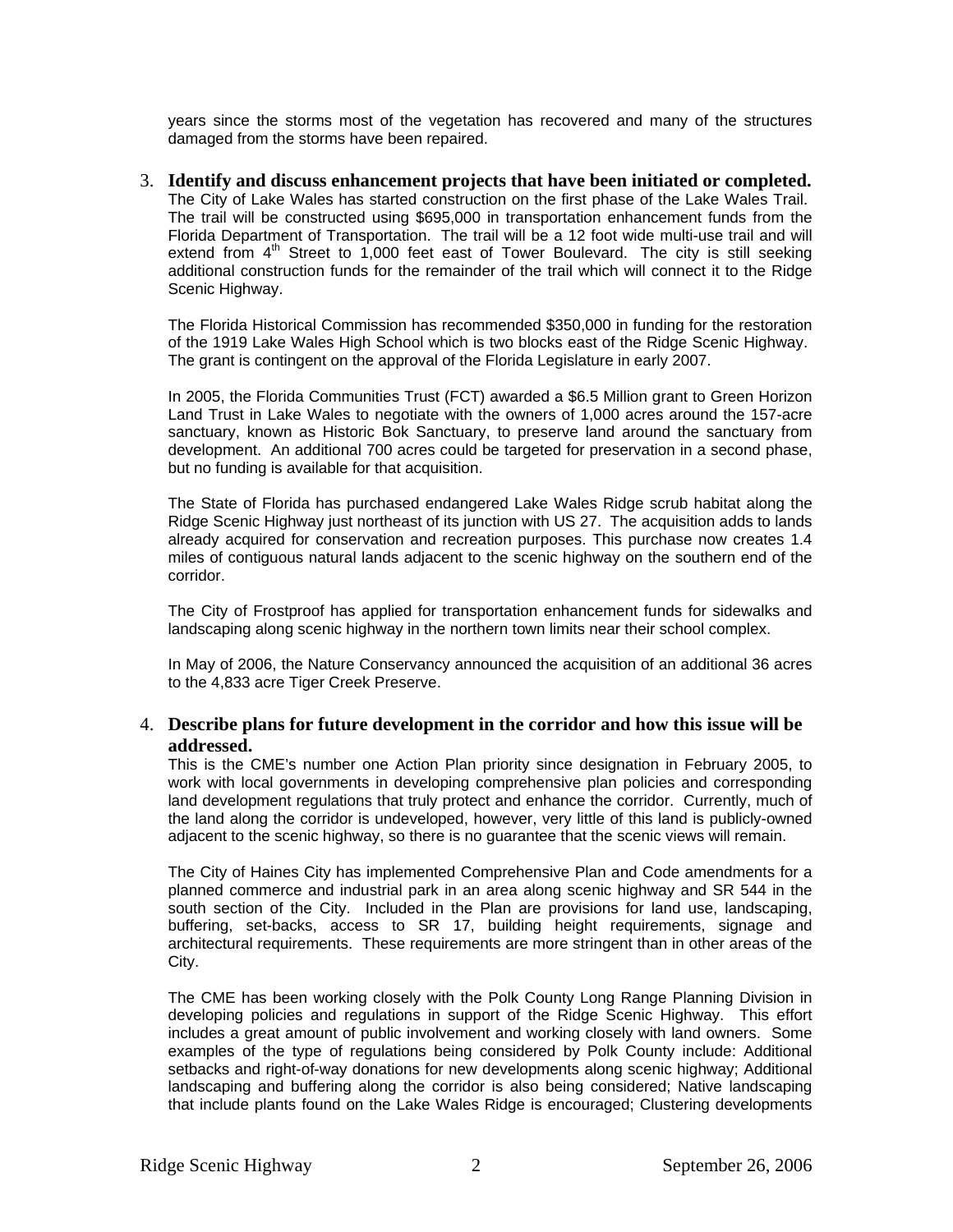years since the storms most of the vegetation has recovered and many of the structures damaged from the storms have been repaired.

3. **Identify and discuss enhancement projects that have been initiated or completed.**

The City of Lake Wales has started construction on the first phase of the Lake Wales Trail. The trail will be constructed using $695,000 in transportation enhancement funds from the Florida Department of Transportation. The trail will be a 12 foot wide multi-use trail and will extend from 4th Street to 1,000 feet east of Tower Boulevard. The city is still seeking additional construction funds for the remainder of the trail which will connect it to the Ridge Scenic Highway.

The Florida Historical Commission has recommended $350,000 in funding for the restoration of the 1919 Lake Wales High School which is two blocks east of the Ridge Scenic Highway. The grant is contingent on the approval of the Florida Legislature in early 2007.

In 2005, the Florida Communities Trust (FCT) awarded a $6.5 Million grant to Green Horizon Land Trust in Lake Wales to negotiate with the owners of 1,000 acres around the 157-acre sanctuary, known as Historic Bok Sanctuary, to preserve land around the sanctuary from development. An additional 700 acres could be targeted for preservation in a second phase, but no funding is available for that acquisition.

The State of Florida has purchased endangered Lake Wales Ridge scrub habitat along the Ridge Scenic Highway just northeast of its junction with US 27. The acquisition adds to lands already acquired for conservation and recreation purposes. This purchase now creates 1.4 miles of contiguous natural lands adjacent to the scenic highway on the southern end of the corridor.

The City of Frostproof has applied for transportation enhancement funds for sidewalks and landscaping along scenic highway in the northern town limits near their school complex.

In May of 2006, the Nature Conservancy announced the acquisition of an additional 36 acres to the 4,833 acre Tiger Creek Preserve.

4. **Describe plans for future development in the corridor and how this issue will be addressed.**

This is the CME's number one Action Plan priority since designation in February 2005, to work with local governments in developing comprehensive plan policies and corresponding land development regulations that truly protect and enhance the corridor. Currently, much of the land along the corridor is undeveloped, however, very little of this land is publicly-owned adjacent to the scenic highway, so there is no guarantee that the scenic views will remain.

The City of Haines City has implemented Comprehensive Plan and Code amendments for a planned commerce and industrial park in an area along scenic highway and SR 544 in the south section of the City. Included in the Plan are provisions for land use, landscaping, buffering, set-backs, access to SR 17, building height requirements, signage and architectural requirements. These requirements are more stringent than in other areas of the City.

The CME has been working closely with the Polk County Long Range Planning Division in developing policies and regulations in support of the Ridge Scenic Highway. This effort includes a great amount of public involvement and working closely with land owners. Some examples of the type of regulations being considered by Polk County include: Additional setbacks and right-of-way donations for new developments along scenic highway; Additional landscaping and buffering along the corridor is also being considered; Native landscaping that include plants found on the Lake Wales Ridge is encouraged; Clustering developments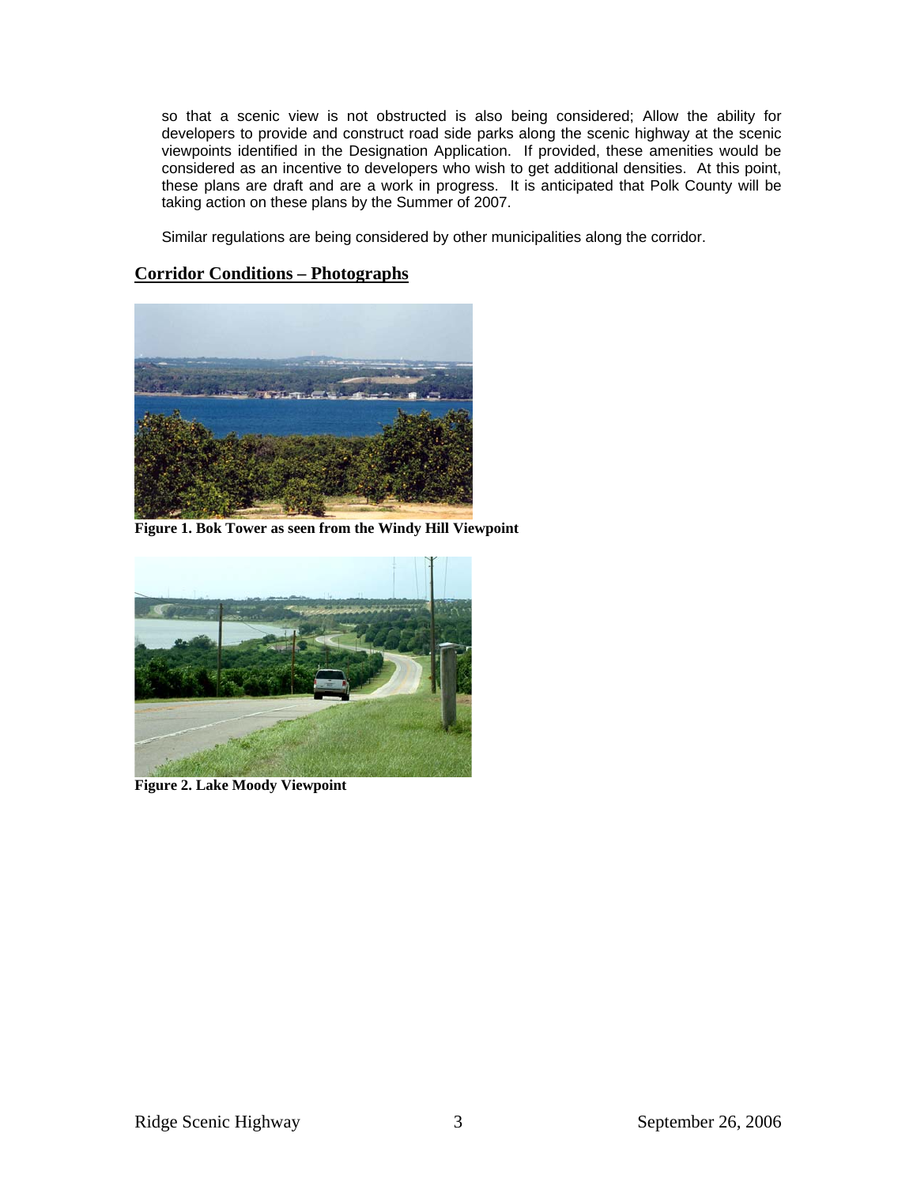so that a scenic view is not obstructed is also being considered; Allow the ability for developers to provide and construct road side parks along the scenic highway at the scenic viewpoints identified in the Designation Application. If provided, these amenities would be considered as an incentive to developers who wish to get additional densities. At this point, these plans are draft and are a work in progress. It is anticipated that Polk County will be taking action on these plans by the Summer of 2007.

Similar regulations are being considered by other municipalities along the corridor.

## Corridor Conditions – Photographs

**Figure 1. Bok Tower as seen from the Windy Hill Viewpoint**

**Figure 2. Lake Moody Viewpoint**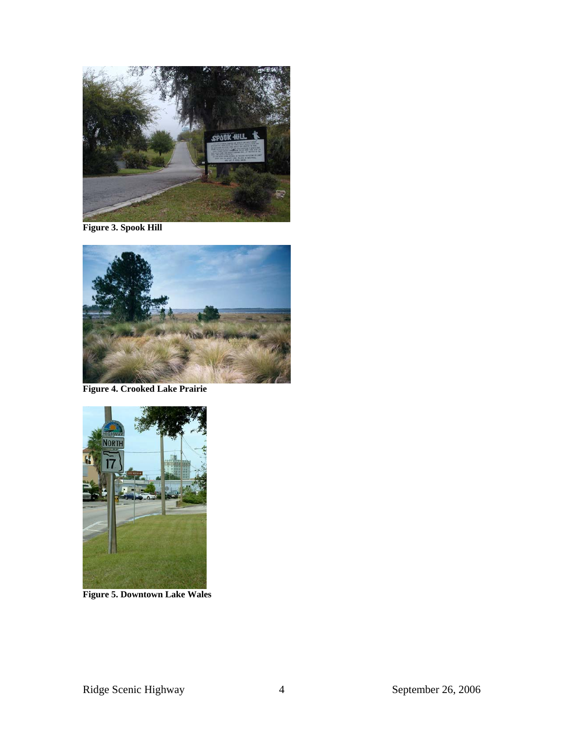**Figure 3. Spook Hill**

**Figure 4. Crooked Lake Prairie**

**Figure 5. Downtown Lake Wales**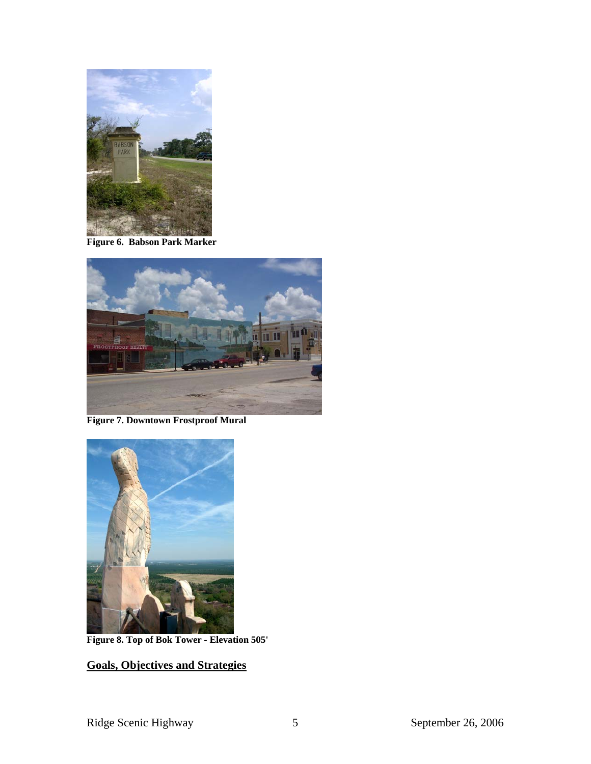Figure 6. Babson Park Marker

Figure 7. Downtown Frostproof Mural

Figure 8. Top of Bok Tower - Elevation 505'

## Goals, Objectives and Strategies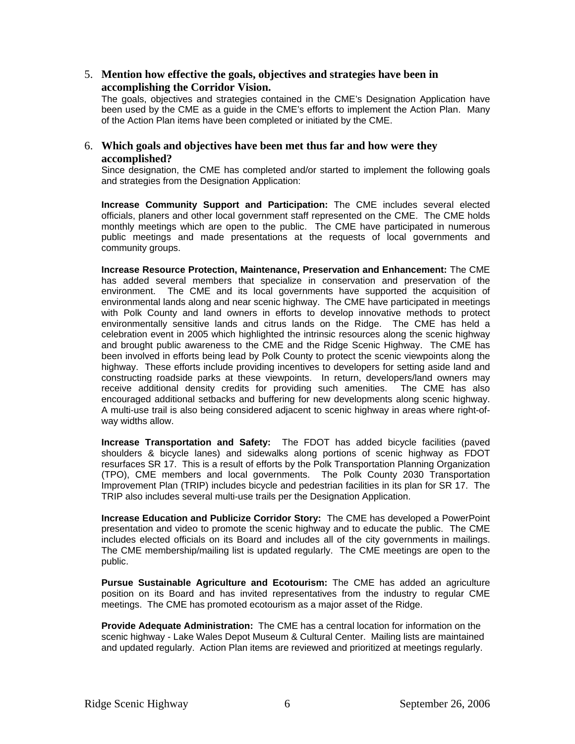5. **Mention how effective the goals, objectives and strategies have been in accomplishing the Corridor Vision.**

   The goals, objectives and strategies contained in the CME's Designation Application have been used by the CME as a guide in the CME's efforts to implement the Action Plan. Many of the Action Plan items have been completed or initiated by the CME.

6. **Which goals and objectives have been met thus far and how were they accomplished?**

   Since designation, the CME has completed and/or started to implement the following goals and strategies from the Designation Application:

   **Increase Community Support and Participation:** The CME includes several elected officials, planers and other local government staff represented on the CME. The CME holds monthly meetings which are open to the public. The CME have participated in numerous public meetings and made presentations at the requests of local governments and community groups.

   **Increase Resource Protection, Maintenance, Preservation and Enhancement:** The CME has added several members that specialize in conservation and preservation of the environment. The CME and its local governments have supported the acquisition of environmental lands along and near scenic highway. The CME have participated in meetings with Polk County and land owners in efforts to develop innovative methods to protect environmentally sensitive lands and citrus lands on the Ridge. The CME has held a celebration event in 2005 which highlighted the intrinsic resources along the scenic highway and brought public awareness to the CME and the Ridge Scenic Highway. The CME has been involved in efforts being lead by Polk County to protect the scenic viewpoints along the highway. These efforts include providing incentives to developers for setting aside land and constructing roadside parks at these viewpoints. In return, developers/land owners may receive additional density credits for providing such amenities. The CME has also encouraged additional setbacks and buffering for new developments along scenic highway. A multi-use trail is also being considered adjacent to scenic highway in areas where right-of-way widths allow.

   **Increase Transportation and Safety:** The FDOT has added bicycle facilities (paved shoulders & bicycle lanes) and sidewalks along portions of scenic highway as FDOT resurfaces SR 17. This is a result of efforts by the Polk Transportation Planning Organization (TPO), CME members and local governments. The Polk County 2030 Transportation Improvement Plan (TRIP) includes bicycle and pedestrian facilities in its plan for SR 17. The TRIP also includes several multi-use trails per the Designation Application.

   **Increase Education and Publicize Corridor Story:** The CME has developed a PowerPoint presentation and video to promote the scenic highway and to educate the public. The CME includes elected officials on its Board and includes all of the city governments in mailings. The CME membership/mailing list is updated regularly. The CME meetings are open to the public.

   **Pursue Sustainable Agriculture and Ecotourism:** The CME has added an agriculture position on its Board and has invited representatives from the industry to regular CME meetings. The CME has promoted ecotourism as a major asset of the Ridge.

   **Provide Adequate Administration:** The CME has a central location for information on the scenic highway - Lake Wales Depot Museum & Cultural Center. Mailing lists are maintained and updated regularly. Action Plan items are reviewed and prioritized at meetings regularly.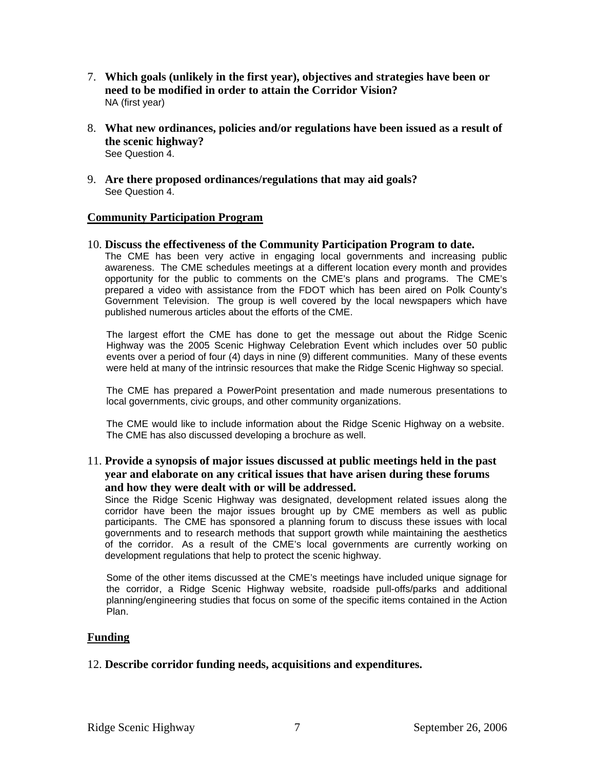7. **Which goals (unlikely in the first year), objectives and strategies have been or need to be modified in order to attain the Corridor Vision?**
   NA (first year)

8. **What new ordinances, policies and/or regulations have been issued as a result of the scenic highway?**
   See Question 4.

9. **Are there proposed ordinances/regulations that may aid goals?**
   See Question 4.

## Community Participation Program

10. **Discuss the effectiveness of the Community Participation Program to date.**
    The CME has been very active in engaging local governments and increasing public awareness. The CME schedules meetings at a different location every month and provides opportunity for the public to comments on the CME's plans and programs. The CME's prepared a video with assistance from the FDOT which has been aired on Polk County's Government Television. The group is well covered by the local newspapers which have published numerous articles about the efforts of the CME.

    The largest effort the CME has done to get the message out about the Ridge Scenic Highway was the 2005 Scenic Highway Celebration Event which includes over 50 public events over a period of four (4) days in nine (9) different communities. Many of these events were held at many of the intrinsic resources that make the Ridge Scenic Highway so special.

    The CME has prepared a PowerPoint presentation and made numerous presentations to local governments, civic groups, and other community organizations.

    The CME would like to include information about the Ridge Scenic Highway on a website. The CME has also discussed developing a brochure as well.

11. **Provide a synopsis of major issues discussed at public meetings held in the past year and elaborate on any critical issues that have arisen during these forums and how they were dealt with or will be addressed.**
    Since the Ridge Scenic Highway was designated, development related issues along the corridor have been the major issues brought up by CME members as well as public participants. The CME has sponsored a planning forum to discuss these issues with local governments and to research methods that support growth while maintaining the aesthetics of the corridor. As a result of the CME's local governments are currently working on development regulations that help to protect the scenic highway.

    Some of the other items discussed at the CME's meetings have included unique signage for the corridor, a Ridge Scenic Highway website, roadside pull-offs/parks and additional planning/engineering studies that focus on some of the specific items contained in the Action Plan.

## Funding

12. **Describe corridor funding needs, acquisitions and expenditures.**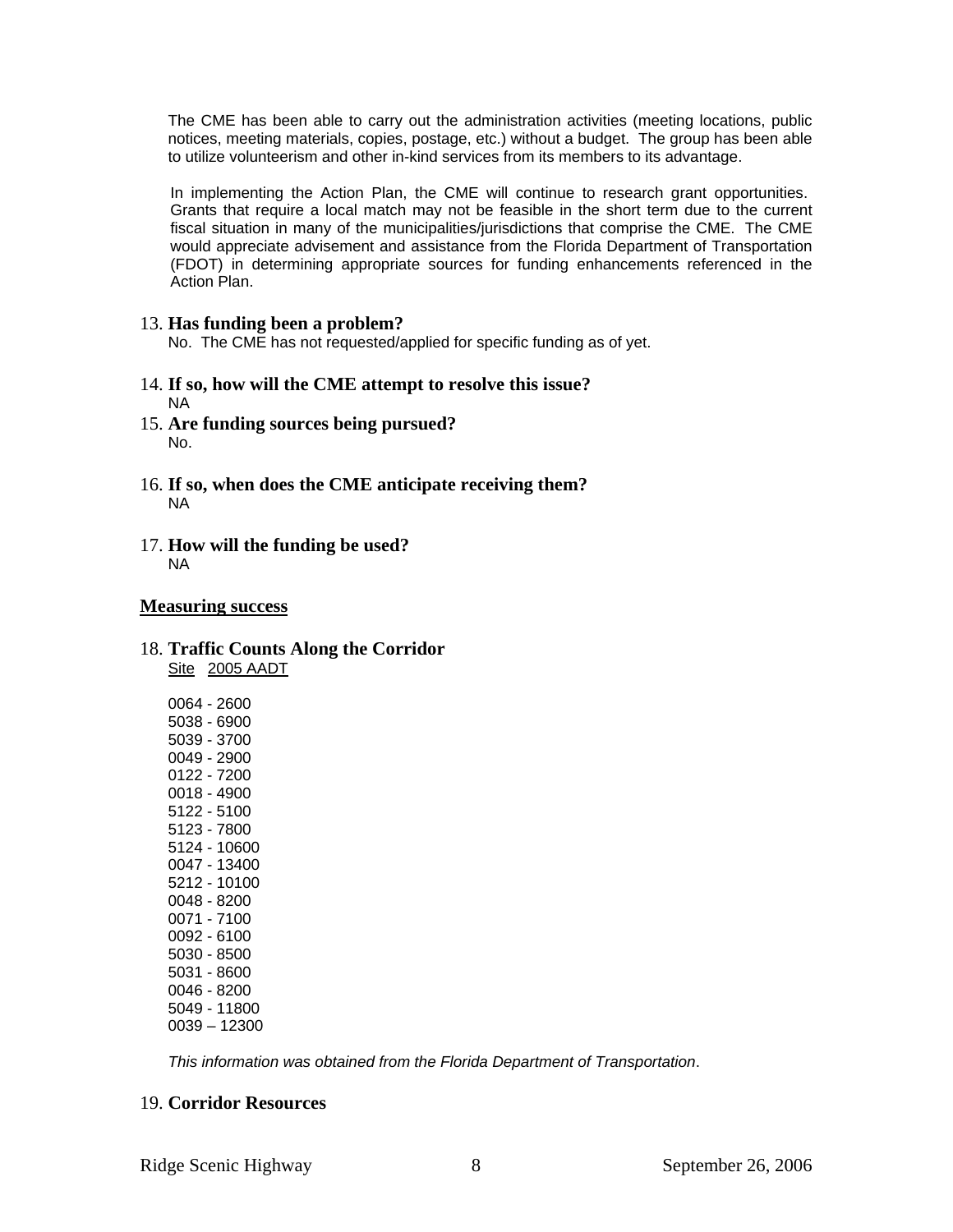The CME has been able to carry out the administration activities (meeting locations, public notices, meeting materials, copies, postage, etc.) without a budget. The group has been able to utilize volunteerism and other in-kind services from its members to its advantage.

In implementing the Action Plan, the CME will continue to research grant opportunities. Grants that require a local match may not be feasible in the short term due to the current fiscal situation in many of the municipalities/jurisdictions that comprise the CME. The CME would appreciate advisement and assistance from the Florida Department of Transportation (FDOT) in determining appropriate sources for funding enhancements referenced in the Action Plan.

13. **Has funding been a problem?**
    No. The CME has not requested/applied for specific funding as of yet.

14. **If so, how will the CME attempt to resolve this issue?**
    NA

15. **Are funding sources being pursued?**
    No.

16. **If so, when does the CME anticipate receiving them?**
    NA

17. **How will the funding be used?**
    NA

## Measuring success

18. **Traffic Counts Along the Corridor**

<u>Site</u> <u>2005 AADT</u>

0064 - 2600
5038 - 6900
5039 - 3700
0049 - 2900
0122 - 7200
0018 - 4900
5122 - 5100
5123 - 7800
5124 - 10600
0047 - 13400
5212 - 10100
0048 - 8200
0071 - 7100
0092 - 6100
5030 - 8500
5031 - 8600
0046 - 8200
5049 - 11800
0039 – 12300

*This information was obtained from the Florida Department of Transportation*.

19. **Corridor Resources**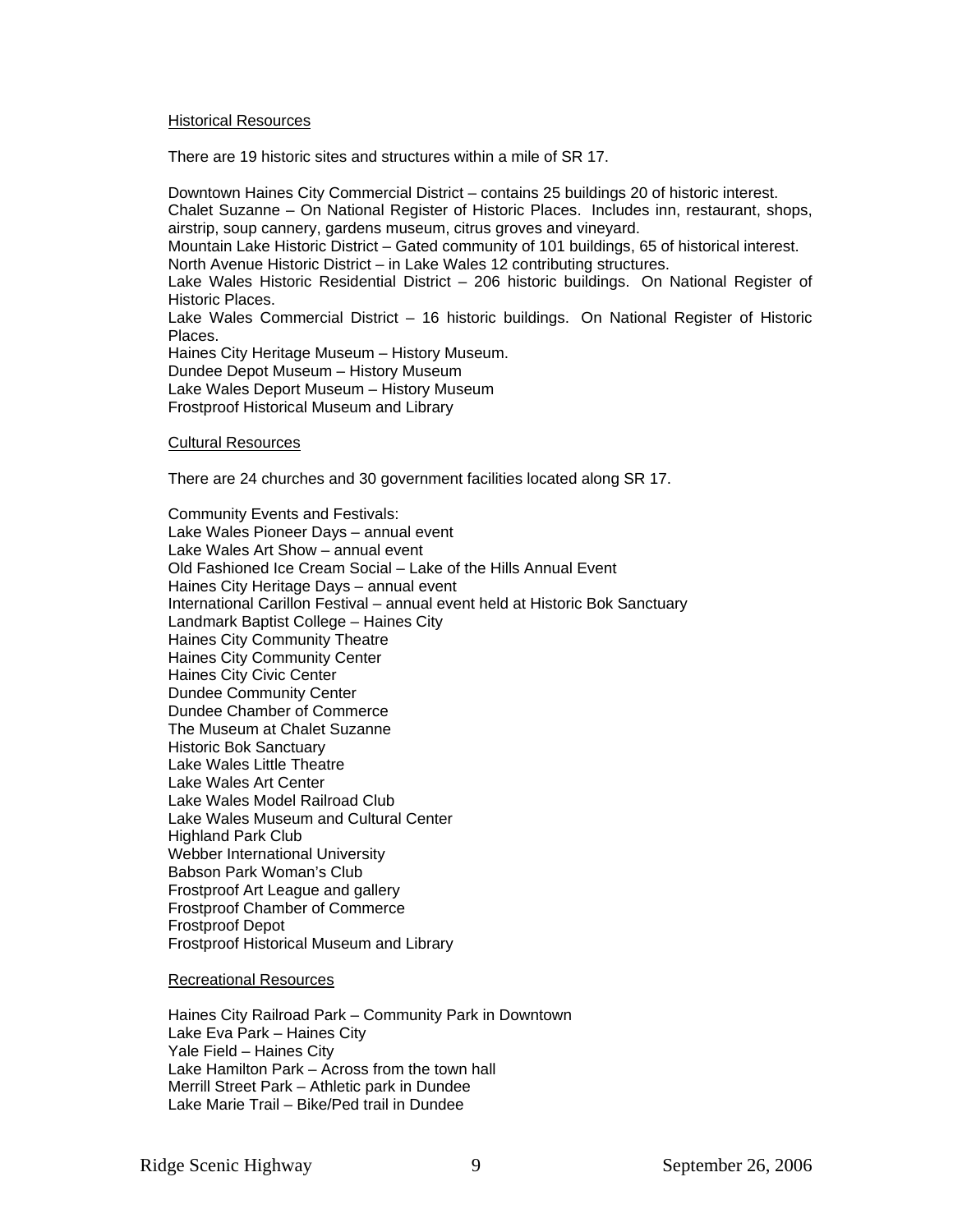Historical Resources

There are 19 historic sites and structures within a mile of SR 17.

Downtown Haines City Commercial District – contains 25 buildings 20 of historic interest.
Chalet Suzanne – On National Register of Historic Places. Includes inn, restaurant, shops, airstrip, soup cannery, gardens museum, citrus groves and vineyard.
Mountain Lake Historic District – Gated community of 101 buildings, 65 of historical interest.
North Avenue Historic District – in Lake Wales 12 contributing structures.
Lake Wales Historic Residential District – 206 historic buildings. On National Register of Historic Places.
Lake Wales Commercial District – 16 historic buildings. On National Register of Historic Places.
Haines City Heritage Museum – History Museum.
Dundee Depot Museum – History Museum
Lake Wales Deport Museum – History Museum
Frostproof Historical Museum and Library

Cultural Resources

There are 24 churches and 30 government facilities located along SR 17.

Community Events and Festivals:
Lake Wales Pioneer Days – annual event
Lake Wales Art Show – annual event
Old Fashioned Ice Cream Social – Lake of the Hills Annual Event
Haines City Heritage Days – annual event
International Carillon Festival – annual event held at Historic Bok Sanctuary
Landmark Baptist College – Haines City
Haines City Community Theatre
Haines City Community Center
Haines City Civic Center
Dundee Community Center
Dundee Chamber of Commerce
The Museum at Chalet Suzanne
Historic Bok Sanctuary
Lake Wales Little Theatre
Lake Wales Art Center
Lake Wales Model Railroad Club
Lake Wales Museum and Cultural Center
Highland Park Club
Webber International University
Babson Park Woman's Club
Frostproof Art League and gallery
Frostproof Chamber of Commerce
Frostproof Depot
Frostproof Historical Museum and Library

Recreational Resources

Haines City Railroad Park – Community Park in Downtown
Lake Eva Park – Haines City
Yale Field – Haines City
Lake Hamilton Park – Across from the town hall
Merrill Street Park – Athletic park in Dundee
Lake Marie Trail – Bike/Ped trail in Dundee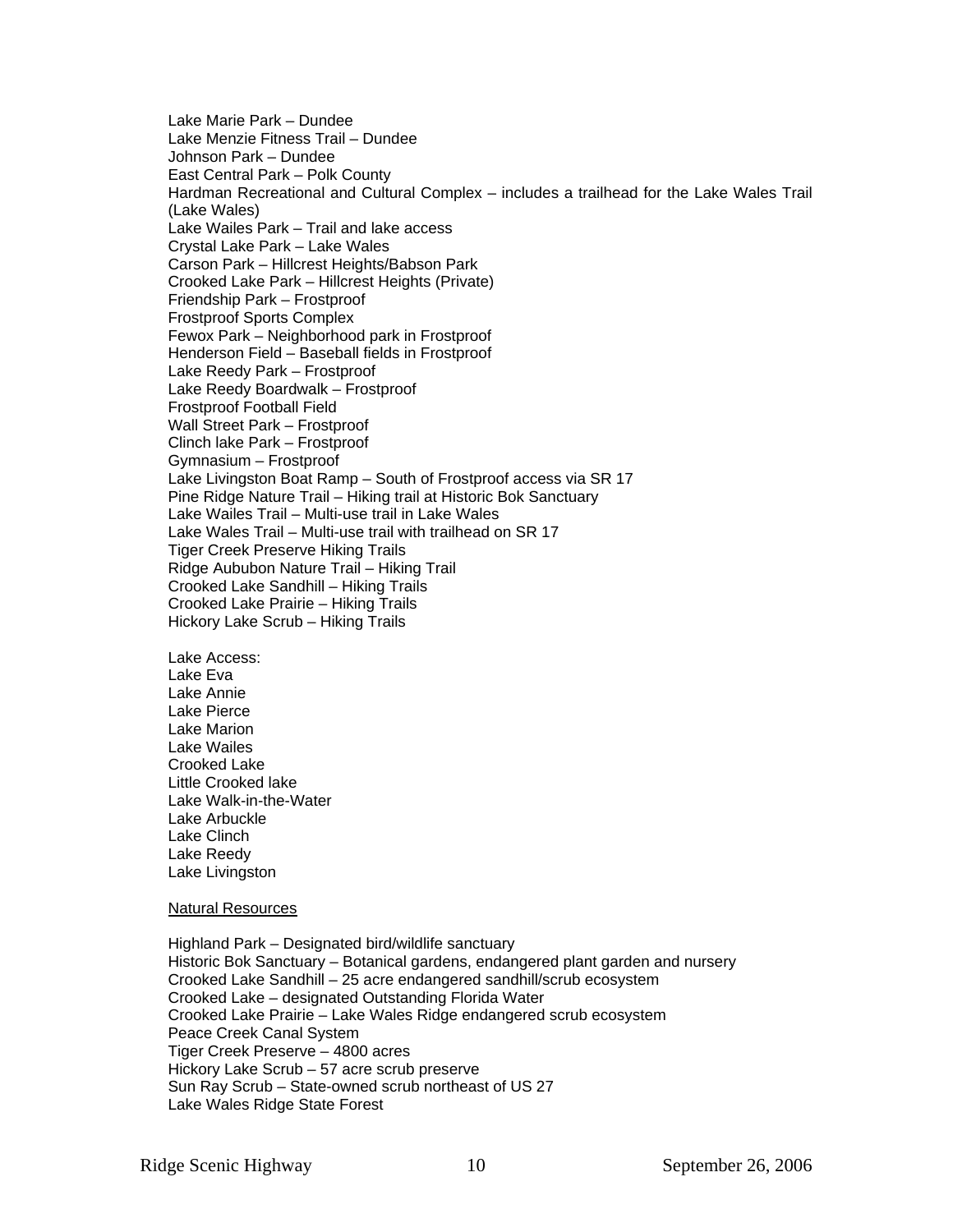Lake Marie Park – Dundee
Lake Menzie Fitness Trail – Dundee
Johnson Park – Dundee
East Central Park – Polk County
Hardman Recreational and Cultural Complex – includes a trailhead for the Lake Wales Trail (Lake Wales)
Lake Wailes Park – Trail and lake access
Crystal Lake Park – Lake Wales
Carson Park – Hillcrest Heights/Babson Park
Crooked Lake Park – Hillcrest Heights (Private)
Friendship Park – Frostproof
Frostproof Sports Complex
Fewox Park – Neighborhood park in Frostproof
Henderson Field – Baseball fields in Frostproof
Lake Reedy Park – Frostproof
Lake Reedy Boardwalk – Frostproof
Frostproof Football Field
Wall Street Park – Frostproof
Clinch lake Park – Frostproof
Gymnasium – Frostproof
Lake Livingston Boat Ramp – South of Frostproof access via SR 17
Pine Ridge Nature Trail – Hiking trail at Historic Bok Sanctuary
Lake Wailes Trail – Multi-use trail in Lake Wales
Lake Wales Trail – Multi-use trail with trailhead on SR 17
Tiger Creek Preserve Hiking Trails
Ridge Aububon Nature Trail – Hiking Trail
Crooked Lake Sandhill – Hiking Trails
Crooked Lake Prairie – Hiking Trails
Hickory Lake Scrub – Hiking Trails

Lake Access:
Lake Eva
Lake Annie
Lake Pierce
Lake Marion
Lake Wailes
Crooked Lake
Little Crooked lake
Lake Walk-in-the-Water
Lake Arbuckle
Lake Clinch
Lake Reedy
Lake Livingston

Natural Resources

Highland Park – Designated bird/wildlife sanctuary
Historic Bok Sanctuary – Botanical gardens, endangered plant garden and nursery
Crooked Lake Sandhill – 25 acre endangered sandhill/scrub ecosystem
Crooked Lake – designated Outstanding Florida Water
Crooked Lake Prairie – Lake Wales Ridge endangered scrub ecosystem
Peace Creek Canal System
Tiger Creek Preserve – 4800 acres
Hickory Lake Scrub – 57 acre scrub preserve
Sun Ray Scrub – State-owned scrub northeast of US 27
Lake Wales Ridge State Forest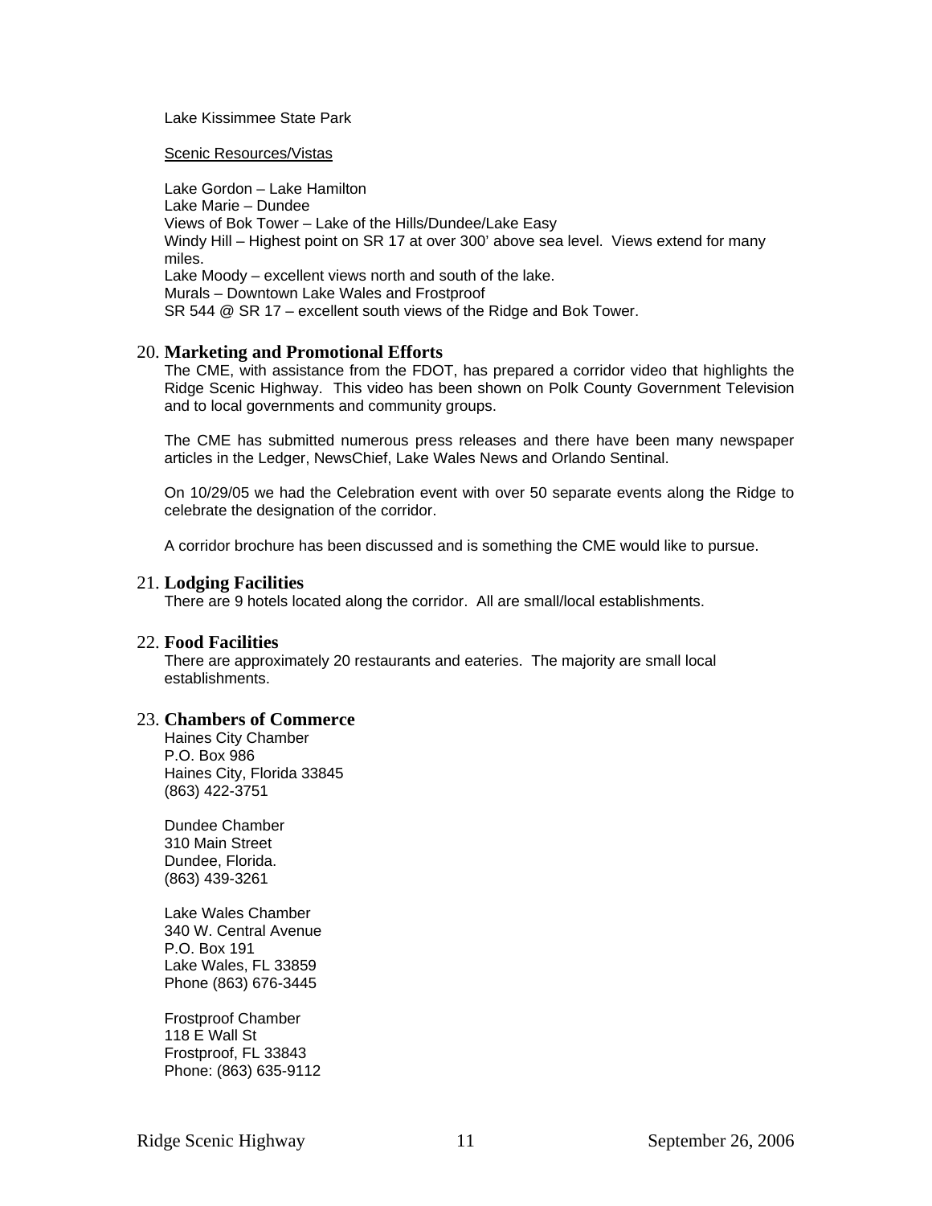Lake Kissimmee State Park

Scenic Resources/Vistas

Lake Gordon – Lake Hamilton
Lake Marie – Dundee
Views of Bok Tower – Lake of the Hills/Dundee/Lake Easy
Windy Hill – Highest point on SR 17 at over 300' above sea level. Views extend for many miles.
Lake Moody – excellent views north and south of the lake.
Murals – Downtown Lake Wales and Frostproof
SR 544 @ SR 17 – excellent south views of the Ridge and Bok Tower.

## 20. Marketing and Promotional Efforts

The CME, with assistance from the FDOT, has prepared a corridor video that highlights the Ridge Scenic Highway. This video has been shown on Polk County Government Television and to local governments and community groups.

The CME has submitted numerous press releases and there have been many newspaper articles in the Ledger, NewsChief, Lake Wales News and Orlando Sentinal.

On 10/29/05 we had the Celebration event with over 50 separate events along the Ridge to celebrate the designation of the corridor.

A corridor brochure has been discussed and is something the CME would like to pursue.

## 21. Lodging Facilities

There are 9 hotels located along the corridor. All are small/local establishments.

## 22. Food Facilities

There are approximately 20 restaurants and eateries. The majority are small local establishments.

## 23. Chambers of Commerce

Haines City Chamber
P.O. Box 986
Haines City, Florida 33845
(863) 422-3751

Dundee Chamber
310 Main Street
Dundee, Florida.
(863) 439-3261

Lake Wales Chamber
340 W. Central Avenue
P.O. Box 191
Lake Wales, FL 33859
Phone (863) 676-3445

Frostproof Chamber
118 E Wall St
Frostproof, FL 33843
Phone: (863) 635-9112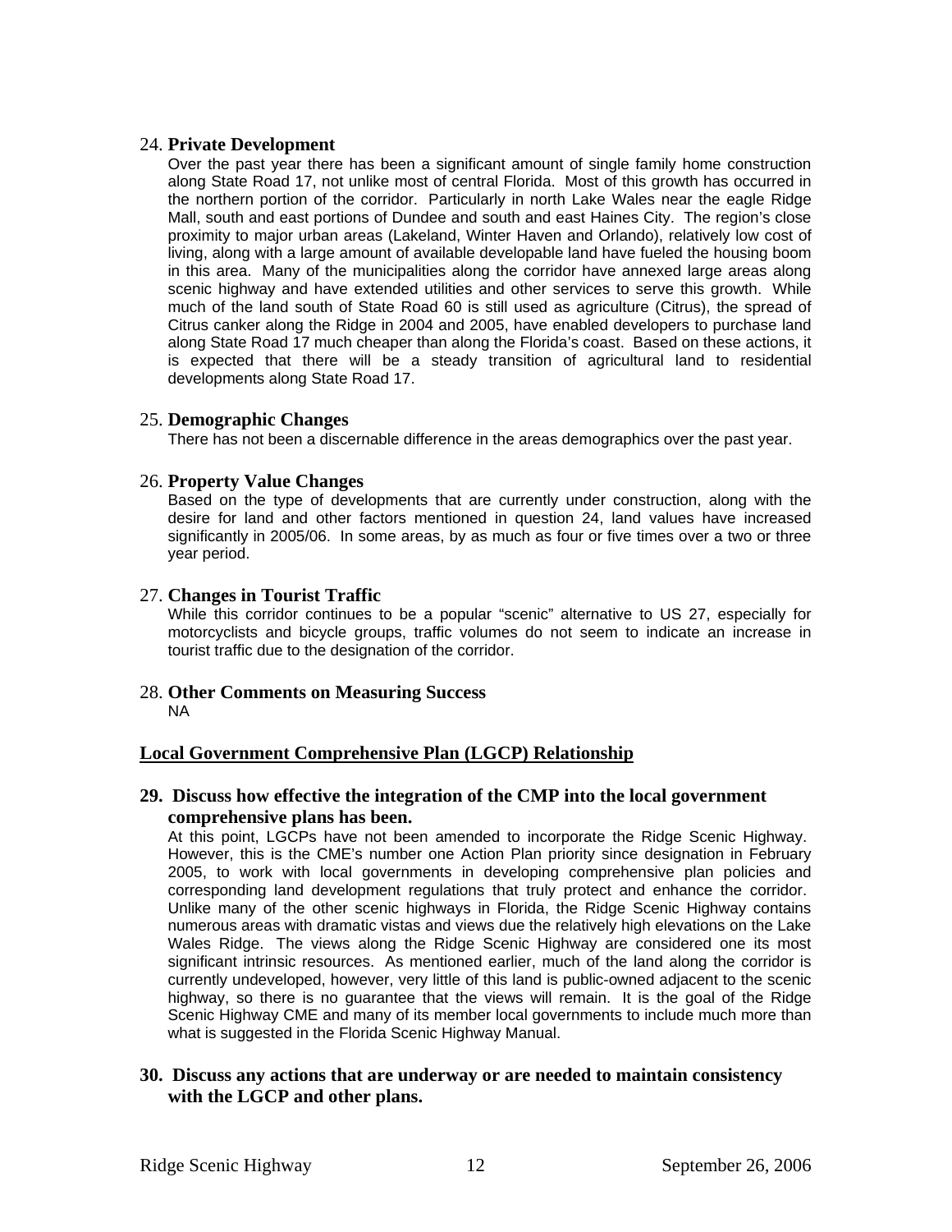24. **Private Development**

Over the past year there has been a significant amount of single family home construction along State Road 17, not unlike most of central Florida. Most of this growth has occurred in the northern portion of the corridor. Particularly in north Lake Wales near the eagle Ridge Mall, south and east portions of Dundee and south and east Haines City. The region's close proximity to major urban areas (Lakeland, Winter Haven and Orlando), relatively low cost of living, along with a large amount of available developable land have fueled the housing boom in this area. Many of the municipalities along the corridor have annexed large areas along scenic highway and have extended utilities and other services to serve this growth. While much of the land south of State Road 60 is still used as agriculture (Citrus), the spread of Citrus canker along the Ridge in 2004 and 2005, have enabled developers to purchase land along State Road 17 much cheaper than along the Florida's coast. Based on these actions, it is expected that there will be a steady transition of agricultural land to residential developments along State Road 17.

25. **Demographic Changes**

There has not been a discernable difference in the areas demographics over the past year.

26. **Property Value Changes**

Based on the type of developments that are currently under construction, along with the desire for land and other factors mentioned in question 24, land values have increased significantly in 2005/06. In some areas, by as much as four or five times over a two or three year period.

27. **Changes in Tourist Traffic**

While this corridor continues to be a popular "scenic" alternative to US 27, especially for motorcyclists and bicycle groups, traffic volumes do not seem to indicate an increase in tourist traffic due to the designation of the corridor.

28. **Other Comments on Measuring Success**

NA

## Local Government Comprehensive Plan (LGCP) Relationship

**29. Discuss how effective the integration of the CMP into the local government comprehensive plans has been.**

At this point, LGCPs have not been amended to incorporate the Ridge Scenic Highway. However, this is the CME's number one Action Plan priority since designation in February 2005, to work with local governments in developing comprehensive plan policies and corresponding land development regulations that truly protect and enhance the corridor. Unlike many of the other scenic highways in Florida, the Ridge Scenic Highway contains numerous areas with dramatic vistas and views due the relatively high elevations on the Lake Wales Ridge. The views along the Ridge Scenic Highway are considered one its most significant intrinsic resources. As mentioned earlier, much of the land along the corridor is currently undeveloped, however, very little of this land is public-owned adjacent to the scenic highway, so there is no guarantee that the views will remain. It is the goal of the Ridge Scenic Highway CME and many of its member local governments to include much more than what is suggested in the Florida Scenic Highway Manual.

**30. Discuss any actions that are underway or are needed to maintain consistency with the LGCP and other plans.**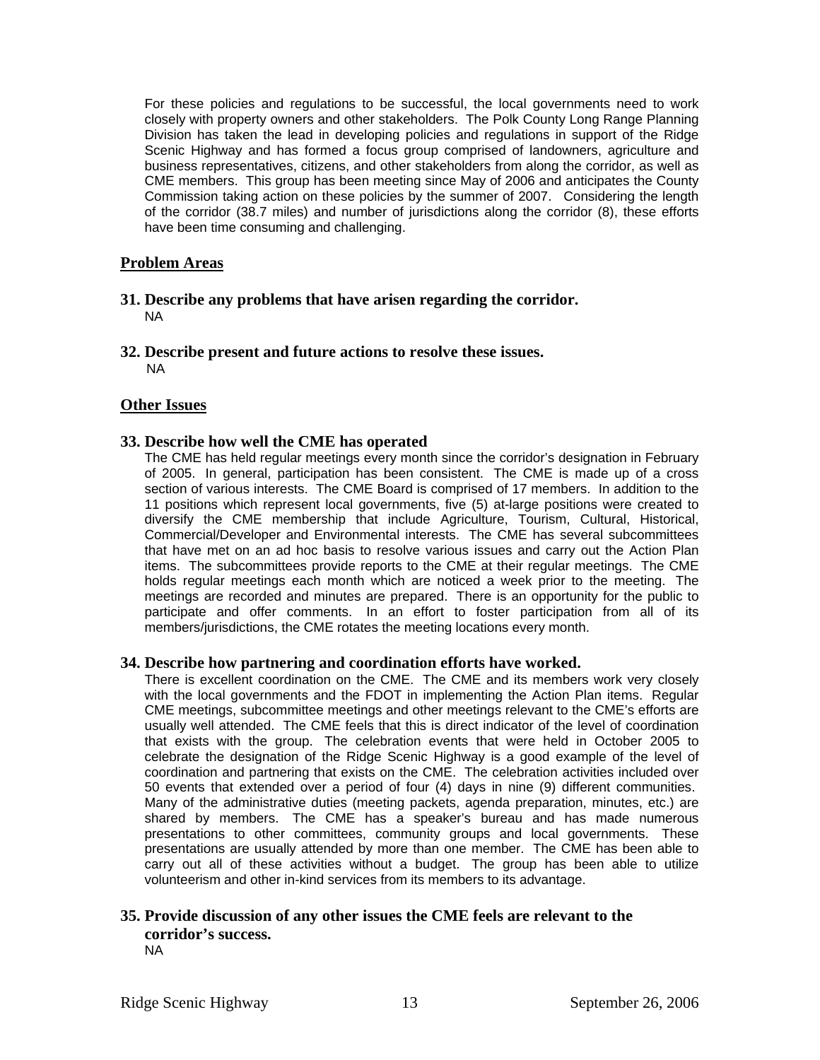For these policies and regulations to be successful, the local governments need to work closely with property owners and other stakeholders. The Polk County Long Range Planning Division has taken the lead in developing policies and regulations in support of the Ridge Scenic Highway and has formed a focus group comprised of landowners, agriculture and business representatives, citizens, and other stakeholders from along the corridor, as well as CME members. This group has been meeting since May of 2006 and anticipates the County Commission taking action on these policies by the summer of 2007. Considering the length of the corridor (38.7 miles) and number of jurisdictions along the corridor (8), these efforts have been time consuming and challenging.

## Problem Areas

### 31. Describe any problems that have arisen regarding the corridor.

NA

### 32. Describe present and future actions to resolve these issues.

NA

## Other Issues

### 33. Describe how well the CME has operated

The CME has held regular meetings every month since the corridor's designation in February of 2005. In general, participation has been consistent. The CME is made up of a cross section of various interests. The CME Board is comprised of 17 members. In addition to the 11 positions which represent local governments, five (5) at-large positions were created to diversify the CME membership that include Agriculture, Tourism, Cultural, Historical, Commercial/Developer and Environmental interests. The CME has several subcommittees that have met on an ad hoc basis to resolve various issues and carry out the Action Plan items. The subcommittees provide reports to the CME at their regular meetings. The CME holds regular meetings each month which are noticed a week prior to the meeting. The meetings are recorded and minutes are prepared. There is an opportunity for the public to participate and offer comments. In an effort to foster participation from all of its members/jurisdictions, the CME rotates the meeting locations every month.

### 34. Describe how partnering and coordination efforts have worked.

There is excellent coordination on the CME. The CME and its members work very closely with the local governments and the FDOT in implementing the Action Plan items. Regular CME meetings, subcommittee meetings and other meetings relevant to the CME's efforts are usually well attended. The CME feels that this is direct indicator of the level of coordination that exists with the group. The celebration events that were held in October 2005 to celebrate the designation of the Ridge Scenic Highway is a good example of the level of coordination and partnering that exists on the CME. The celebration activities included over 50 events that extended over a period of four (4) days in nine (9) different communities. Many of the administrative duties (meeting packets, agenda preparation, minutes, etc.) are shared by members. The CME has a speaker's bureau and has made numerous presentations to other committees, community groups and local governments. These presentations are usually attended by more than one member. The CME has been able to carry out all of these activities without a budget. The group has been able to utilize volunteerism and other in-kind services from its members to its advantage.

### 35. Provide discussion of any other issues the CME feels are relevant to the corridor's success.

NA